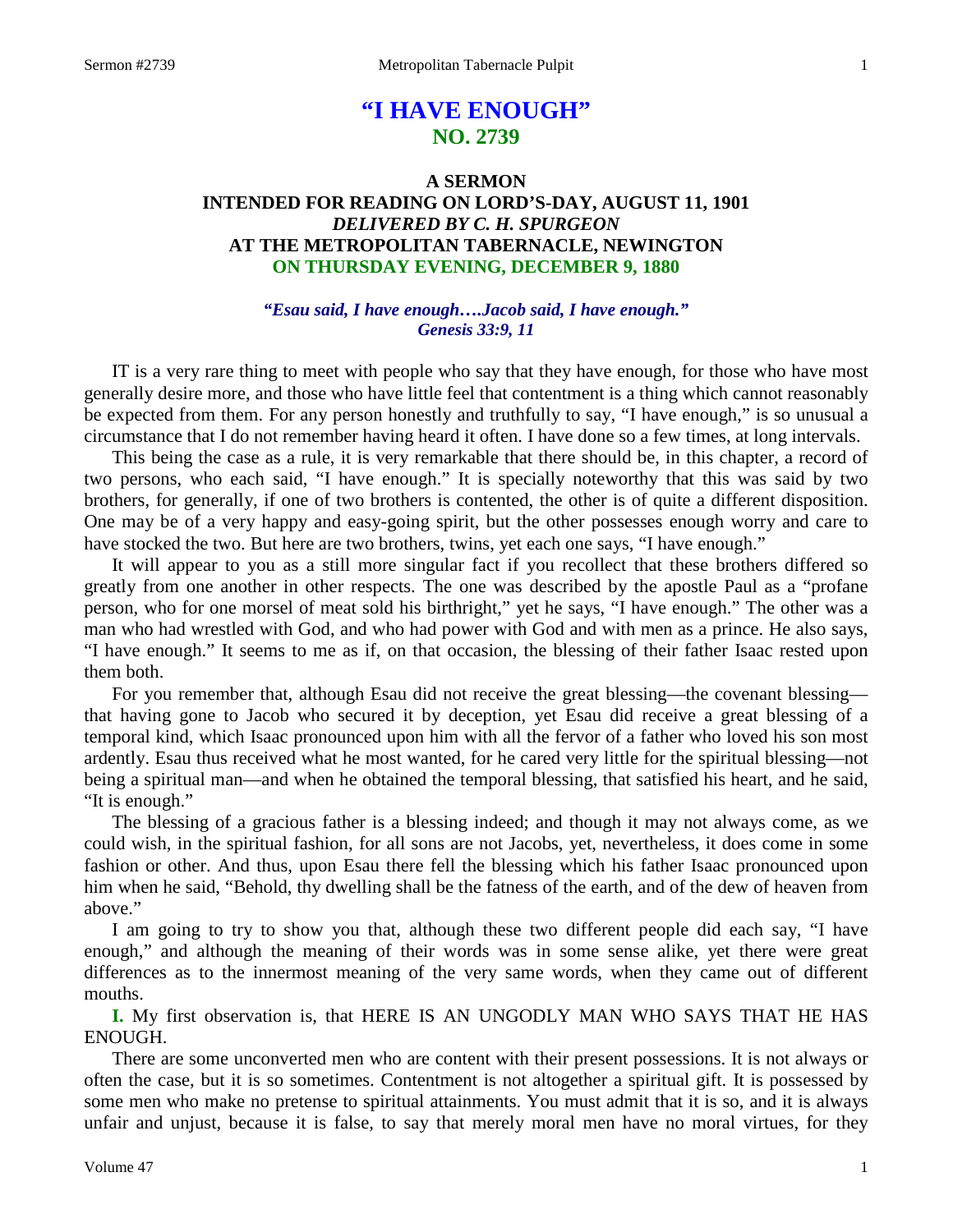# "I HAVE ENOUGH"
## NO. 2739

### A SERMON
### INTENDED FOR READING ON LORD'S-DAY, AUGUST 11, 1901
### *DELIVERED BY C. H. SPURGEON*
### AT THE METROPOLITAN TABERNACLE, NEWINGTON
### ON THURSDAY EVENING, DECEMBER 9, 1880

***"Esau said, I have enough….Jacob said, I have enough." Genesis 33:9, 11***

IT is a very rare thing to meet with people who say that they have enough, for those who have most generally desire more, and those who have little feel that contentment is a thing which cannot reasonably be expected from them. For any person honestly and truthfully to say, "I have enough," is so unusual a circumstance that I do not remember having heard it often. I have done so a few times, at long intervals.

This being the case as a rule, it is very remarkable that there should be, in this chapter, a record of two persons, who each said, "I have enough." It is specially noteworthy that this was said by two brothers, for generally, if one of two brothers is contented, the other is of quite a different disposition. One may be of a very happy and easy-going spirit, but the other possesses enough worry and care to have stocked the two. But here are two brothers, twins, yet each one says, "I have enough."

It will appear to you as a still more singular fact if you recollect that these brothers differed so greatly from one another in other respects. The one was described by the apostle Paul as a "profane person, who for one morsel of meat sold his birthright," yet he says, "I have enough." The other was a man who had wrestled with God, and who had power with God and with men as a prince. He also says, "I have enough." It seems to me as if, on that occasion, the blessing of their father Isaac rested upon them both.

For you remember that, although Esau did not receive the great blessing—the covenant blessing—that having gone to Jacob who secured it by deception, yet Esau did receive a great blessing of a temporal kind, which Isaac pronounced upon him with all the fervor of a father who loved his son most ardently. Esau thus received what he most wanted, for he cared very little for the spiritual blessing—not being a spiritual man—and when he obtained the temporal blessing, that satisfied his heart, and he said, "It is enough."

The blessing of a gracious father is a blessing indeed; and though it may not always come, as we could wish, in the spiritual fashion, for all sons are not Jacobs, yet, nevertheless, it does come in some fashion or other. And thus, upon Esau there fell the blessing which his father Isaac pronounced upon him when he said, "Behold, thy dwelling shall be the fatness of the earth, and of the dew of heaven from above."

I am going to try to show you that, although these two different people did each say, "I have enough," and although the meaning of their words was in some sense alike, yet there were great differences as to the innermost meaning of the very same words, when they came out of different mouths.

**I.** My first observation is, that HERE IS AN UNGODLY MAN WHO SAYS THAT HE HAS ENOUGH.

There are some unconverted men who are content with their present possessions. It is not always or often the case, but it is so sometimes. Contentment is not altogether a spiritual gift. It is possessed by some men who make no pretense to spiritual attainments. You must admit that it is so, and it is always unfair and unjust, because it is false, to say that merely moral men have no moral virtues, for they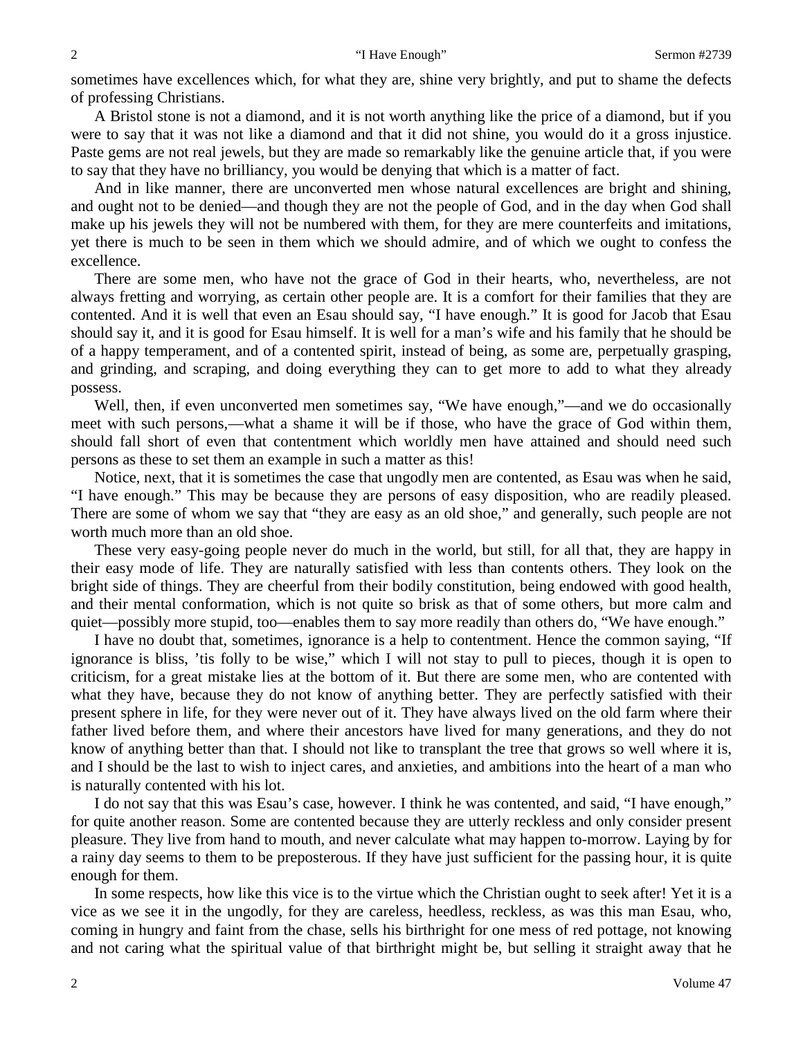sometimes have excellences which, for what they are, shine very brightly, and put to shame the defects of professing Christians.

A Bristol stone is not a diamond, and it is not worth anything like the price of a diamond, but if you were to say that it was not like a diamond and that it did not shine, you would do it a gross injustice. Paste gems are not real jewels, but they are made so remarkably like the genuine article that, if you were to say that they have no brilliancy, you would be denying that which is a matter of fact.

And in like manner, there are unconverted men whose natural excellences are bright and shining, and ought not to be denied—and though they are not the people of God, and in the day when God shall make up his jewels they will not be numbered with them, for they are mere counterfeits and imitations, yet there is much to be seen in them which we should admire, and of which we ought to confess the excellence.

There are some men, who have not the grace of God in their hearts, who, nevertheless, are not always fretting and worrying, as certain other people are. It is a comfort for their families that they are contented. And it is well that even an Esau should say, "I have enough." It is good for Jacob that Esau should say it, and it is good for Esau himself. It is well for a man's wife and his family that he should be of a happy temperament, and of a contented spirit, instead of being, as some are, perpetually grasping, and grinding, and scraping, and doing everything they can to get more to add to what they already possess.

Well, then, if even unconverted men sometimes say, "We have enough,"—and we do occasionally meet with such persons,—what a shame it will be if those, who have the grace of God within them, should fall short of even that contentment which worldly men have attained and should need such persons as these to set them an example in such a matter as this!

Notice, next, that it is sometimes the case that ungodly men are contented, as Esau was when he said, "I have enough." This may be because they are persons of easy disposition, who are readily pleased. There are some of whom we say that "they are easy as an old shoe," and generally, such people are not worth much more than an old shoe.

These very easy-going people never do much in the world, but still, for all that, they are happy in their easy mode of life. They are naturally satisfied with less than contents others. They look on the bright side of things. They are cheerful from their bodily constitution, being endowed with good health, and their mental conformation, which is not quite so brisk as that of some others, but more calm and quiet—possibly more stupid, too—enables them to say more readily than others do, "We have enough."

I have no doubt that, sometimes, ignorance is a help to contentment. Hence the common saying, "If ignorance is bliss, 'tis folly to be wise," which I will not stay to pull to pieces, though it is open to criticism, for a great mistake lies at the bottom of it. But there are some men, who are contented with what they have, because they do not know of anything better. They are perfectly satisfied with their present sphere in life, for they were never out of it. They have always lived on the old farm where their father lived before them, and where their ancestors have lived for many generations, and they do not know of anything better than that. I should not like to transplant the tree that grows so well where it is, and I should be the last to wish to inject cares, and anxieties, and ambitions into the heart of a man who is naturally contented with his lot.

I do not say that this was Esau's case, however. I think he was contented, and said, "I have enough," for quite another reason. Some are contented because they are utterly reckless and only consider present pleasure. They live from hand to mouth, and never calculate what may happen to-morrow. Laying by for a rainy day seems to them to be preposterous. If they have just sufficient for the passing hour, it is quite enough for them.

In some respects, how like this vice is to the virtue which the Christian ought to seek after! Yet it is a vice as we see it in the ungodly, for they are careless, heedless, reckless, as was this man Esau, who, coming in hungry and faint from the chase, sells his birthright for one mess of red pottage, not knowing and not caring what the spiritual value of that birthright might be, but selling it straight away that he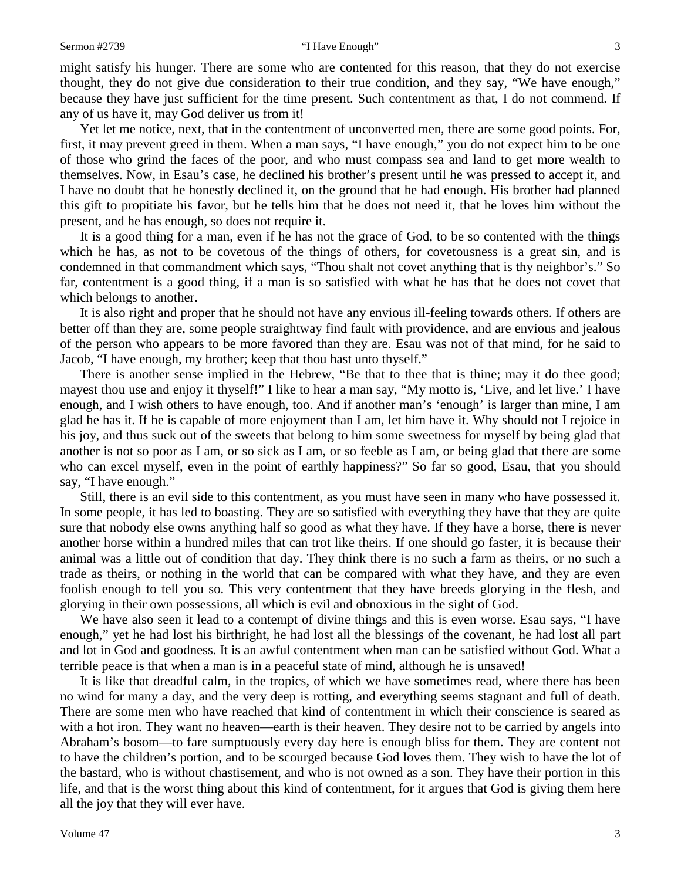might satisfy his hunger. There are some who are contented for this reason, that they do not exercise thought, they do not give due consideration to their true condition, and they say, "We have enough," because they have just sufficient for the time present. Such contentment as that, I do not commend. If any of us have it, may God deliver us from it!

Yet let me notice, next, that in the contentment of unconverted men, there are some good points. For, first, it may prevent greed in them. When a man says, "I have enough," you do not expect him to be one of those who grind the faces of the poor, and who must compass sea and land to get more wealth to themselves. Now, in Esau's case, he declined his brother's present until he was pressed to accept it, and I have no doubt that he honestly declined it, on the ground that he had enough. His brother had planned this gift to propitiate his favor, but he tells him that he does not need it, that he loves him without the present, and he has enough, so does not require it.

It is a good thing for a man, even if he has not the grace of God, to be so contented with the things which he has, as not to be covetous of the things of others, for covetousness is a great sin, and is condemned in that commandment which says, "Thou shalt not covet anything that is thy neighbor's." So far, contentment is a good thing, if a man is so satisfied with what he has that he does not covet that which belongs to another.

It is also right and proper that he should not have any envious ill-feeling towards others. If others are better off than they are, some people straightway find fault with providence, and are envious and jealous of the person who appears to be more favored than they are. Esau was not of that mind, for he said to Jacob, "I have enough, my brother; keep that thou hast unto thyself."

There is another sense implied in the Hebrew, "Be that to thee that is thine; may it do thee good; mayest thou use and enjoy it thyself!" I like to hear a man say, "My motto is, 'Live, and let live.' I have enough, and I wish others to have enough, too. And if another man's 'enough' is larger than mine, I am glad he has it. If he is capable of more enjoyment than I am, let him have it. Why should not I rejoice in his joy, and thus suck out of the sweets that belong to him some sweetness for myself by being glad that another is not so poor as I am, or so sick as I am, or so feeble as I am, or being glad that there are some who can excel myself, even in the point of earthly happiness?" So far so good, Esau, that you should say, "I have enough."

Still, there is an evil side to this contentment, as you must have seen in many who have possessed it. In some people, it has led to boasting. They are so satisfied with everything they have that they are quite sure that nobody else owns anything half so good as what they have. If they have a horse, there is never another horse within a hundred miles that can trot like theirs. If one should go faster, it is because their animal was a little out of condition that day. They think there is no such a farm as theirs, or no such a trade as theirs, or nothing in the world that can be compared with what they have, and they are even foolish enough to tell you so. This very contentment that they have breeds glorying in the flesh, and glorying in their own possessions, all which is evil and obnoxious in the sight of God.

We have also seen it lead to a contempt of divine things and this is even worse. Esau says, "I have enough," yet he had lost his birthright, he had lost all the blessings of the covenant, he had lost all part and lot in God and goodness. It is an awful contentment when man can be satisfied without God. What a terrible peace is that when a man is in a peaceful state of mind, although he is unsaved!

It is like that dreadful calm, in the tropics, of which we have sometimes read, where there has been no wind for many a day, and the very deep is rotting, and everything seems stagnant and full of death. There are some men who have reached that kind of contentment in which their conscience is seared as with a hot iron. They want no heaven—earth is their heaven. They desire not to be carried by angels into Abraham's bosom—to fare sumptuously every day here is enough bliss for them. They are content not to have the children's portion, and to be scourged because God loves them. They wish to have the lot of the bastard, who is without chastisement, and who is not owned as a son. They have their portion in this life, and that is the worst thing about this kind of contentment, for it argues that God is giving them here all the joy that they will ever have.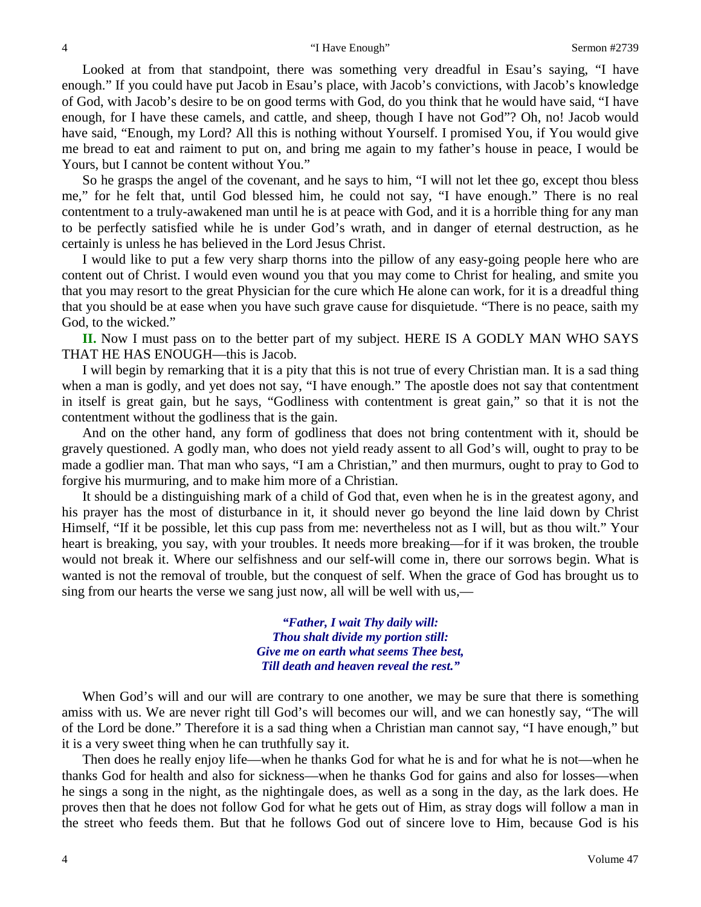Looked at from that standpoint, there was something very dreadful in Esau's saying, "I have enough." If you could have put Jacob in Esau's place, with Jacob's convictions, with Jacob's knowledge of God, with Jacob's desire to be on good terms with God, do you think that he would have said, "I have enough, for I have these camels, and cattle, and sheep, though I have not God"? Oh, no! Jacob would have said, "Enough, my Lord? All this is nothing without Yourself. I promised You, if You would give me bread to eat and raiment to put on, and bring me again to my father's house in peace, I would be Yours, but I cannot be content without You."

So he grasps the angel of the covenant, and he says to him, "I will not let thee go, except thou bless me," for he felt that, until God blessed him, he could not say, "I have enough." There is no real contentment to a truly-awakened man until he is at peace with God, and it is a horrible thing for any man to be perfectly satisfied while he is under God's wrath, and in danger of eternal destruction, as he certainly is unless he has believed in the Lord Jesus Christ.

I would like to put a few very sharp thorns into the pillow of any easy-going people here who are content out of Christ. I would even wound you that you may come to Christ for healing, and smite you that you may resort to the great Physician for the cure which He alone can work, for it is a dreadful thing that you should be at ease when you have such grave cause for disquietude. "There is no peace, saith my God, to the wicked."

**II.** Now I must pass on to the better part of my subject. HERE IS A GODLY MAN WHO SAYS THAT HE HAS ENOUGH—this is Jacob.

I will begin by remarking that it is a pity that this is not true of every Christian man. It is a sad thing when a man is godly, and yet does not say, "I have enough." The apostle does not say that contentment in itself is great gain, but he says, "Godliness with contentment is great gain," so that it is not the contentment without the godliness that is the gain.

And on the other hand, any form of godliness that does not bring contentment with it, should be gravely questioned. A godly man, who does not yield ready assent to all God's will, ought to pray to be made a godlier man. That man who says, "I am a Christian," and then murmurs, ought to pray to God to forgive his murmuring, and to make him more of a Christian.

It should be a distinguishing mark of a child of God that, even when he is in the greatest agony, and his prayer has the most of disturbance in it, it should never go beyond the line laid down by Christ Himself, "If it be possible, let this cup pass from me: nevertheless not as I will, but as thou wilt." Your heart is breaking, you say, with your troubles. It needs more breaking—for if it was broken, the trouble would not break it. Where our selfishness and our self-will come in, there our sorrows begin. What is wanted is not the removal of trouble, but the conquest of self. When the grace of God has brought us to sing from our hearts the verse we sang just now, all will be well with us,—

> ***"Father, I wait Thy daily will:***
> ***Thou shalt divide my portion still:***
> ***Give me on earth what seems Thee best,***
> ***Till death and heaven reveal the rest."***

When God's will and our will are contrary to one another, we may be sure that there is something amiss with us. We are never right till God's will becomes our will, and we can honestly say, "The will of the Lord be done." Therefore it is a sad thing when a Christian man cannot say, "I have enough," but it is a very sweet thing when he can truthfully say it.

Then does he really enjoy life—when he thanks God for what he is and for what he is not—when he thanks God for health and also for sickness—when he thanks God for gains and also for losses—when he sings a song in the night, as the nightingale does, as well as a song in the day, as the lark does. He proves then that he does not follow God for what he gets out of Him, as stray dogs will follow a man in the street who feeds them. But that he follows God out of sincere love to Him, because God is his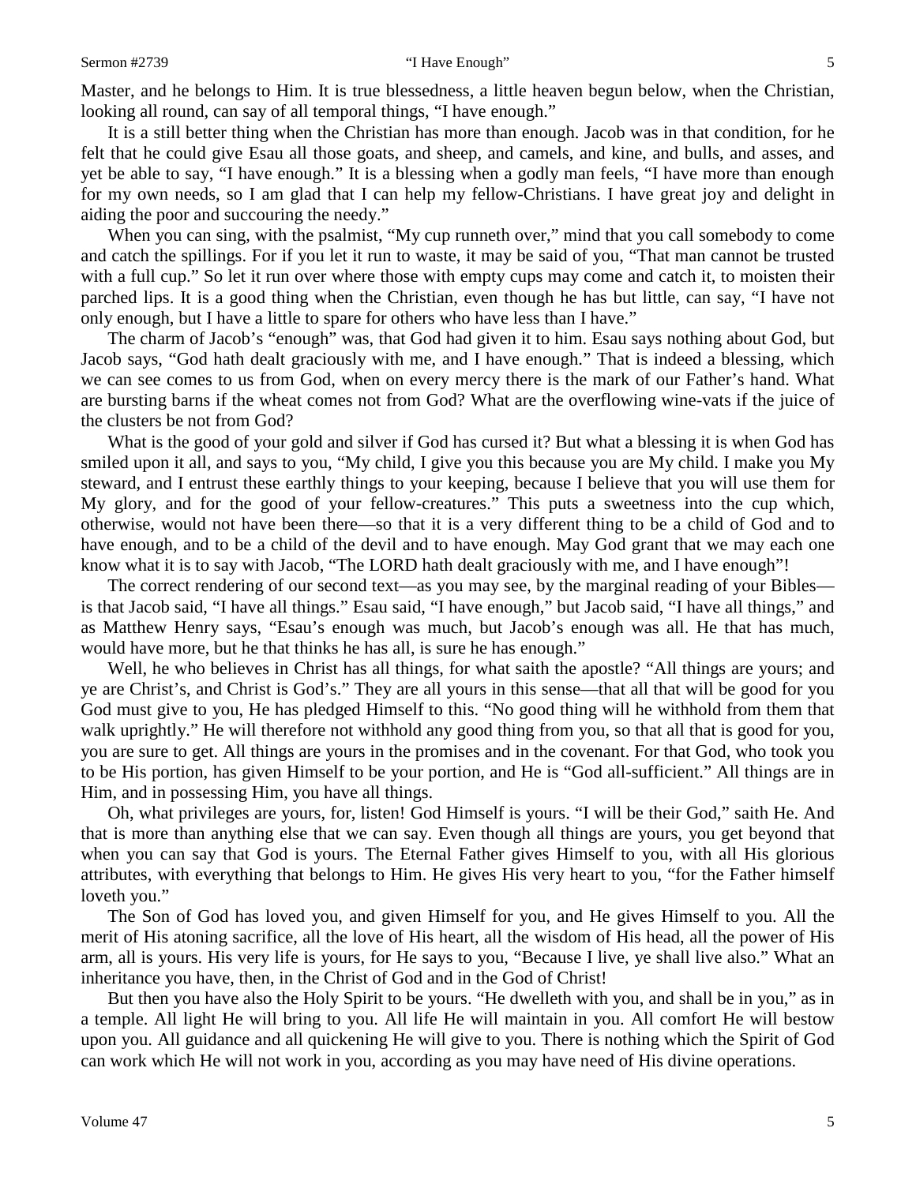Master, and he belongs to Him. It is true blessedness, a little heaven begun below, when the Christian, looking all round, can say of all temporal things, "I have enough."

It is a still better thing when the Christian has more than enough. Jacob was in that condition, for he felt that he could give Esau all those goats, and sheep, and camels, and kine, and bulls, and asses, and yet be able to say, "I have enough." It is a blessing when a godly man feels, "I have more than enough for my own needs, so I am glad that I can help my fellow-Christians. I have great joy and delight in aiding the poor and succouring the needy."

When you can sing, with the psalmist, "My cup runneth over," mind that you call somebody to come and catch the spillings. For if you let it run to waste, it may be said of you, "That man cannot be trusted with a full cup." So let it run over where those with empty cups may come and catch it, to moisten their parched lips. It is a good thing when the Christian, even though he has but little, can say, "I have not only enough, but I have a little to spare for others who have less than I have."

The charm of Jacob's "enough" was, that God had given it to him. Esau says nothing about God, but Jacob says, "God hath dealt graciously with me, and I have enough." That is indeed a blessing, which we can see comes to us from God, when on every mercy there is the mark of our Father's hand. What are bursting barns if the wheat comes not from God? What are the overflowing wine-vats if the juice of the clusters be not from God?

What is the good of your gold and silver if God has cursed it? But what a blessing it is when God has smiled upon it all, and says to you, "My child, I give you this because you are My child. I make you My steward, and I entrust these earthly things to your keeping, because I believe that you will use them for My glory, and for the good of your fellow-creatures." This puts a sweetness into the cup which, otherwise, would not have been there—so that it is a very different thing to be a child of God and to have enough, and to be a child of the devil and to have enough. May God grant that we may each one know what it is to say with Jacob, "The LORD hath dealt graciously with me, and I have enough"!

The correct rendering of our second text—as you may see, by the marginal reading of your Bibles—is that Jacob said, "I have all things." Esau said, "I have enough," but Jacob said, "I have all things," and as Matthew Henry says, "Esau's enough was much, but Jacob's enough was all. He that has much, would have more, but he that thinks he has all, is sure he has enough."

Well, he who believes in Christ has all things, for what saith the apostle? "All things are yours; and ye are Christ's, and Christ is God's." They are all yours in this sense—that all that will be good for you God must give to you, He has pledged Himself to this. "No good thing will he withhold from them that walk uprightly." He will therefore not withhold any good thing from you, so that all that is good for you, you are sure to get. All things are yours in the promises and in the covenant. For that God, who took you to be His portion, has given Himself to be your portion, and He is "God all-sufficient." All things are in Him, and in possessing Him, you have all things.

Oh, what privileges are yours, for, listen! God Himself is yours. "I will be their God," saith He. And that is more than anything else that we can say. Even though all things are yours, you get beyond that when you can say that God is yours. The Eternal Father gives Himself to you, with all His glorious attributes, with everything that belongs to Him. He gives His very heart to you, "for the Father himself loveth you."

The Son of God has loved you, and given Himself for you, and He gives Himself to you. All the merit of His atoning sacrifice, all the love of His heart, all the wisdom of His head, all the power of His arm, all is yours. His very life is yours, for He says to you, "Because I live, ye shall live also." What an inheritance you have, then, in the Christ of God and in the God of Christ!

But then you have also the Holy Spirit to be yours. "He dwelleth with you, and shall be in you," as in a temple. All light He will bring to you. All life He will maintain in you. All comfort He will bestow upon you. All guidance and all quickening He will give to you. There is nothing which the Spirit of God can work which He will not work in you, according as you may have need of His divine operations.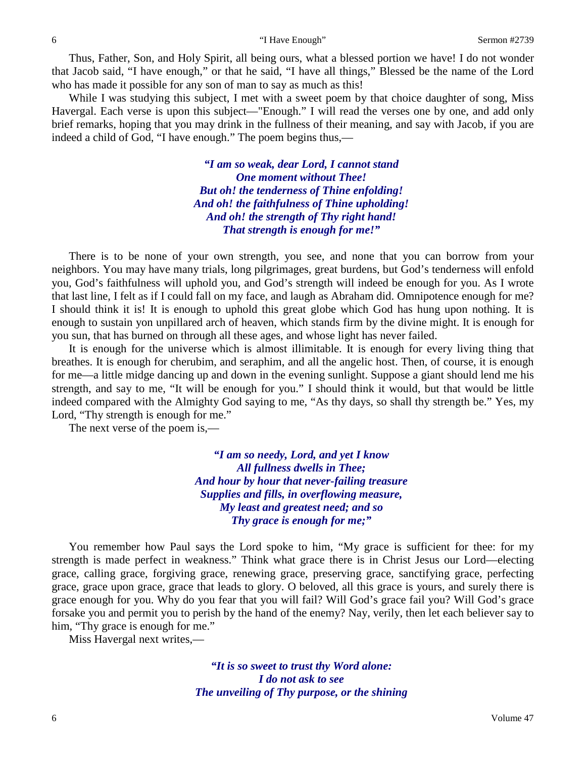Thus, Father, Son, and Holy Spirit, all being ours, what a blessed portion we have! I do not wonder that Jacob said, "I have enough," or that he said, "I have all things," Blessed be the name of the Lord who has made it possible for any son of man to say as much as this!

While I was studying this subject, I met with a sweet poem by that choice daughter of song, Miss Havergal. Each verse is upon this subject—"Enough." I will read the verses one by one, and add only brief remarks, hoping that you may drink in the fullness of their meaning, and say with Jacob, if you are indeed a child of God, "I have enough." The poem begins thus,—

> ***"I am so weak, dear Lord, I cannot stand***
> ***One moment without Thee!***
> ***But oh! the tenderness of Thine enfolding!***
> ***And oh! the faithfulness of Thine upholding!***
> ***And oh! the strength of Thy right hand!***
> ***That strength is enough for me!"***

There is to be none of your own strength, you see, and none that you can borrow from your neighbors. You may have many trials, long pilgrimages, great burdens, but God's tenderness will enfold you, God's faithfulness will uphold you, and God's strength will indeed be enough for you. As I wrote that last line, I felt as if I could fall on my face, and laugh as Abraham did. Omnipotence enough for me? I should think it is! It is enough to uphold this great globe which God has hung upon nothing. It is enough to sustain yon unpillared arch of heaven, which stands firm by the divine might. It is enough for you sun, that has burned on through all these ages, and whose light has never failed.

It is enough for the universe which is almost illimitable. It is enough for every living thing that breathes. It is enough for cherubim, and seraphim, and all the angelic host. Then, of course, it is enough for me—a little midge dancing up and down in the evening sunlight. Suppose a giant should lend me his strength, and say to me, "It will be enough for you." I should think it would, but that would be little indeed compared with the Almighty God saying to me, "As thy days, so shall thy strength be." Yes, my Lord, "Thy strength is enough for me."

The next verse of the poem is,—

> ***"I am so needy, Lord, and yet I know***
> ***All fullness dwells in Thee;***
> ***And hour by hour that never-failing treasure***
> ***Supplies and fills, in overflowing measure,***
> ***My least and greatest need; and so***
> ***Thy grace is enough for me;"***

You remember how Paul says the Lord spoke to him, "My grace is sufficient for thee: for my strength is made perfect in weakness." Think what grace there is in Christ Jesus our Lord—electing grace, calling grace, forgiving grace, renewing grace, preserving grace, sanctifying grace, perfecting grace, grace upon grace, grace that leads to glory. O beloved, all this grace is yours, and surely there is grace enough for you. Why do you fear that you will fail? Will God's grace fail you? Will God's grace forsake you and permit you to perish by the hand of the enemy? Nay, verily, then let each believer say to him, "Thy grace is enough for me."

Miss Havergal next writes,—

> ***"It is so sweet to trust thy Word alone:***
> ***I do not ask to see***
> ***The unveiling of Thy purpose, or the shining***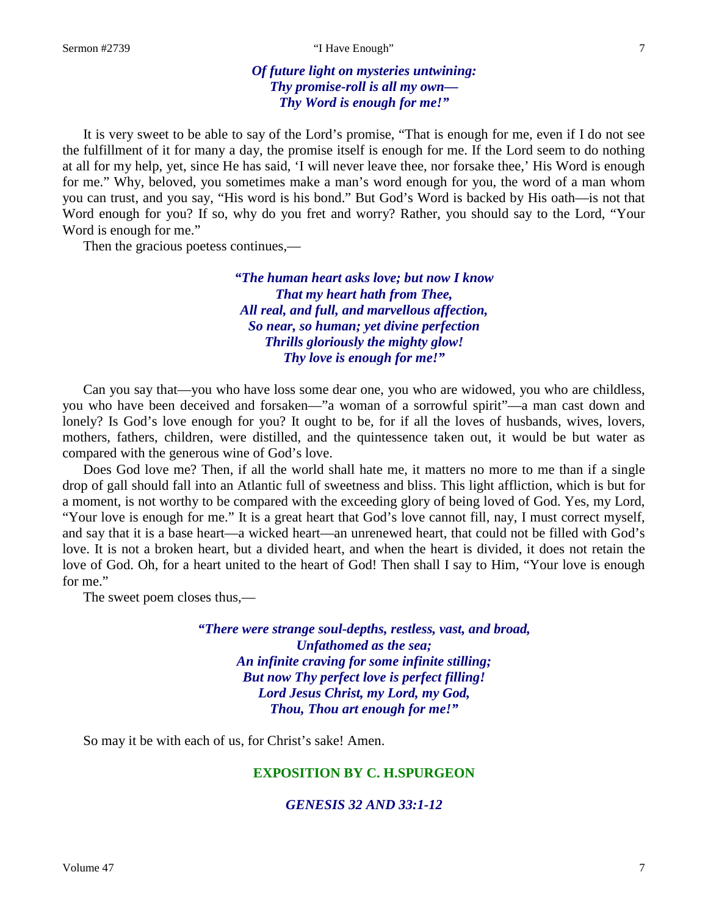*Of future light on mysteries untwining:*
*Thy promise-roll is all my own—*
*Thy Word is enough for me!"*

It is very sweet to be able to say of the Lord's promise, "That is enough for me, even if I do not see the fulfillment of it for many a day, the promise itself is enough for me. If the Lord seem to do nothing at all for my help, yet, since He has said, 'I will never leave thee, nor forsake thee,' His Word is enough for me." Why, beloved, you sometimes make a man's word enough for you, the word of a man whom you can trust, and you say, "His word is his bond." But God's Word is backed by His oath—is not that Word enough for you? If so, why do you fret and worry? Rather, you should say to the Lord, "Your Word is enough for me."

Then the gracious poetess continues,—

*"The human heart asks love; but now I know*
*That my heart hath from Thee,*
*All real, and full, and marvellous affection,*
*So near, so human; yet divine perfection*
*Thrills gloriously the mighty glow!*
*Thy love is enough for me!"*

Can you say that—you who have loss some dear one, you who are widowed, you who are childless, you who have been deceived and forsaken—"a woman of a sorrowful spirit"—a man cast down and lonely? Is God's love enough for you? It ought to be, for if all the loves of husbands, wives, lovers, mothers, fathers, children, were distilled, and the quintessence taken out, it would be but water as compared with the generous wine of God's love.

Does God love me? Then, if all the world shall hate me, it matters no more to me than if a single drop of gall should fall into an Atlantic full of sweetness and bliss. This light affliction, which is but for a moment, is not worthy to be compared with the exceeding glory of being loved of God. Yes, my Lord, "Your love is enough for me." It is a great heart that God's love cannot fill, nay, I must correct myself, and say that it is a base heart—a wicked heart—an unrenewed heart, that could not be filled with God's love. It is not a broken heart, but a divided heart, and when the heart is divided, it does not retain the love of God. Oh, for a heart united to the heart of God! Then shall I say to Him, "Your love is enough for me."

The sweet poem closes thus,—

*"There were strange soul-depths, restless, vast, and broad,*
*Unfathomed as the sea;*
*An infinite craving for some infinite stilling;*
*But now Thy perfect love is perfect filling!*
*Lord Jesus Christ, my Lord, my God,*
*Thou, Thou art enough for me!"*

So may it be with each of us, for Christ's sake! Amen.

## EXPOSITION BY C. H.SPURGEON

### *GENESIS 32 AND 33:1-12*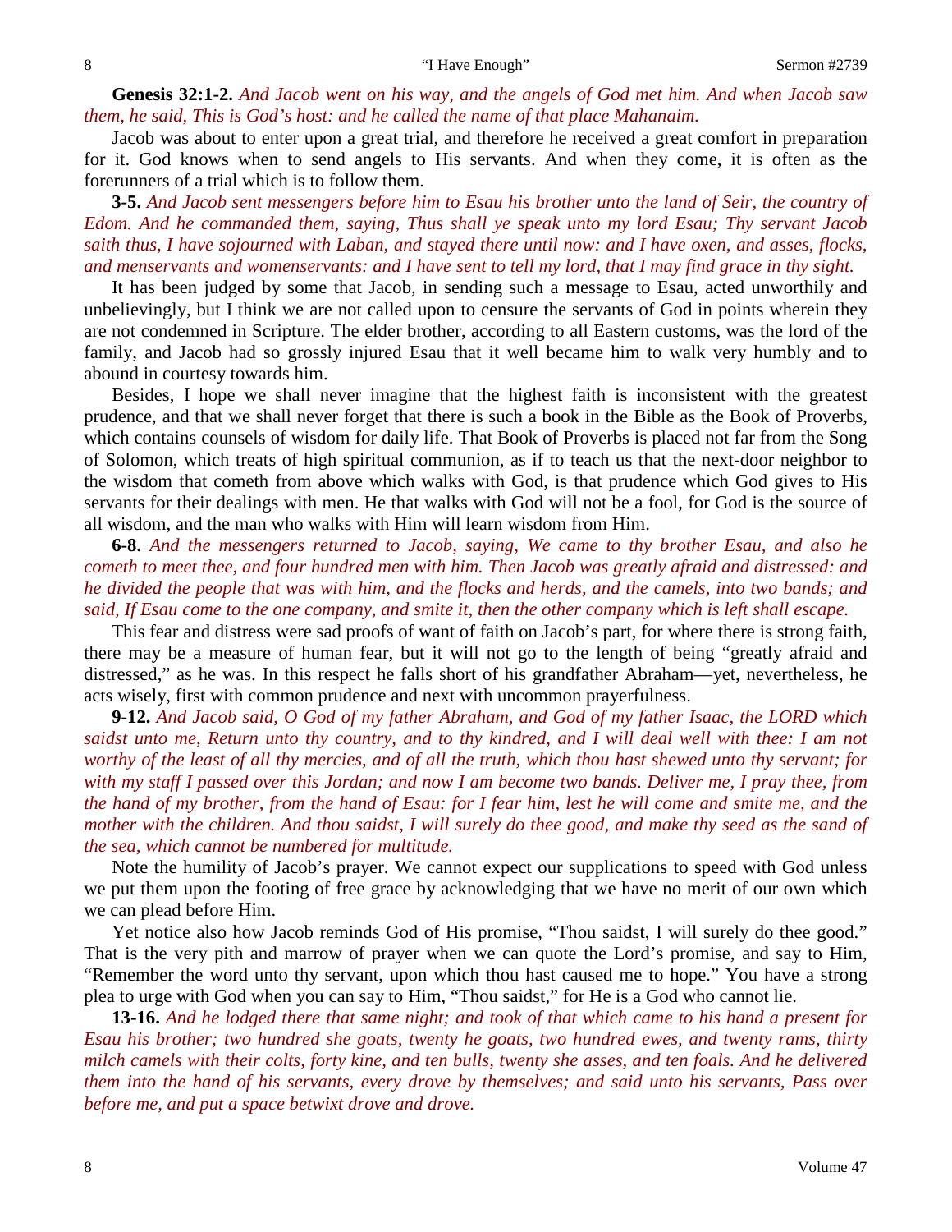**Genesis 32:1-2.** *And Jacob went on his way, and the angels of God met him. And when Jacob saw them, he said, This is God's host: and he called the name of that place Mahanaim.*

Jacob was about to enter upon a great trial, and therefore he received a great comfort in preparation for it. God knows when to send angels to His servants. And when they come, it is often as the forerunners of a trial which is to follow them.

**3-5.** *And Jacob sent messengers before him to Esau his brother unto the land of Seir, the country of Edom. And he commanded them, saying, Thus shall ye speak unto my lord Esau; Thy servant Jacob saith thus, I have sojourned with Laban, and stayed there until now: and I have oxen, and asses, flocks, and menservants and womenservants: and I have sent to tell my lord, that I may find grace in thy sight.*

It has been judged by some that Jacob, in sending such a message to Esau, acted unworthily and unbelievingly, but I think we are not called upon to censure the servants of God in points wherein they are not condemned in Scripture. The elder brother, according to all Eastern customs, was the lord of the family, and Jacob had so grossly injured Esau that it well became him to walk very humbly and to abound in courtesy towards him.

Besides, I hope we shall never imagine that the highest faith is inconsistent with the greatest prudence, and that we shall never forget that there is such a book in the Bible as the Book of Proverbs, which contains counsels of wisdom for daily life. That Book of Proverbs is placed not far from the Song of Solomon, which treats of high spiritual communion, as if to teach us that the next-door neighbor to the wisdom that cometh from above which walks with God, is that prudence which God gives to His servants for their dealings with men. He that walks with God will not be a fool, for God is the source of all wisdom, and the man who walks with Him will learn wisdom from Him.

**6-8.** *And the messengers returned to Jacob, saying, We came to thy brother Esau, and also he cometh to meet thee, and four hundred men with him. Then Jacob was greatly afraid and distressed: and he divided the people that was with him, and the flocks and herds, and the camels, into two bands; and said, If Esau come to the one company, and smite it, then the other company which is left shall escape.*

This fear and distress were sad proofs of want of faith on Jacob's part, for where there is strong faith, there may be a measure of human fear, but it will not go to the length of being "greatly afraid and distressed," as he was. In this respect he falls short of his grandfather Abraham—yet, nevertheless, he acts wisely, first with common prudence and next with uncommon prayerfulness.

**9-12.** *And Jacob said, O God of my father Abraham, and God of my father Isaac, the LORD which saidst unto me, Return unto thy country, and to thy kindred, and I will deal well with thee: I am not worthy of the least of all thy mercies, and of all the truth, which thou hast shewed unto thy servant; for with my staff I passed over this Jordan; and now I am become two bands. Deliver me, I pray thee, from the hand of my brother, from the hand of Esau: for I fear him, lest he will come and smite me, and the mother with the children. And thou saidst, I will surely do thee good, and make thy seed as the sand of the sea, which cannot be numbered for multitude.*

Note the humility of Jacob's prayer. We cannot expect our supplications to speed with God unless we put them upon the footing of free grace by acknowledging that we have no merit of our own which we can plead before Him.

Yet notice also how Jacob reminds God of His promise, "Thou saidst, I will surely do thee good." That is the very pith and marrow of prayer when we can quote the Lord's promise, and say to Him, "Remember the word unto thy servant, upon which thou hast caused me to hope." You have a strong plea to urge with God when you can say to Him, "Thou saidst," for He is a God who cannot lie.

**13-16.** *And he lodged there that same night; and took of that which came to his hand a present for Esau his brother; two hundred she goats, twenty he goats, two hundred ewes, and twenty rams, thirty milch camels with their colts, forty kine, and ten bulls, twenty she asses, and ten foals. And he delivered them into the hand of his servants, every drove by themselves; and said unto his servants, Pass over before me, and put a space betwixt drove and drove.*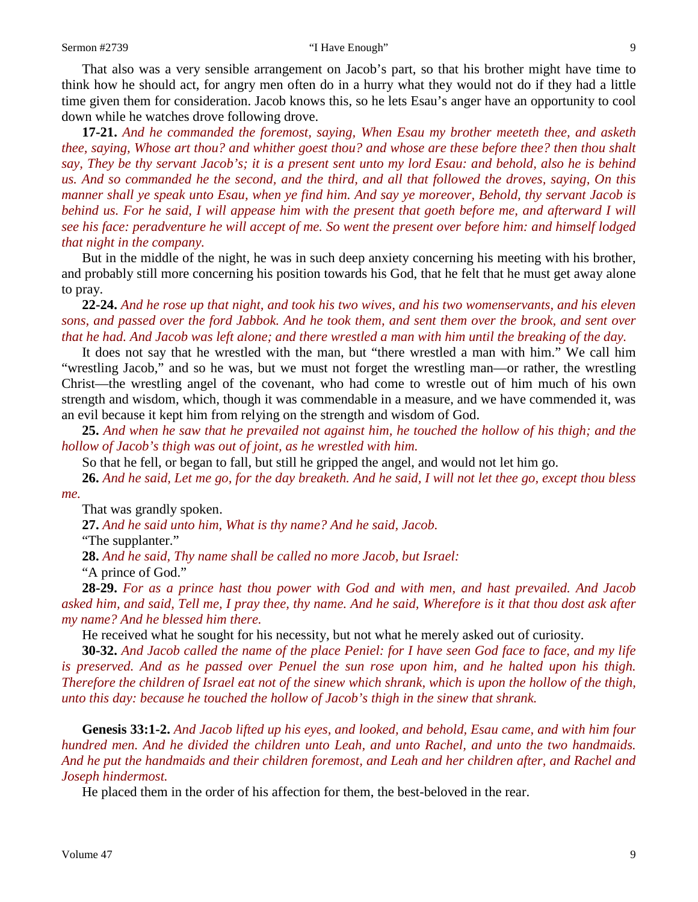That also was a very sensible arrangement on Jacob's part, so that his brother might have time to think how he should act, for angry men often do in a hurry what they would not do if they had a little time given them for consideration. Jacob knows this, so he lets Esau's anger have an opportunity to cool down while he watches drove following drove.

**17-21.** *And he commanded the foremost, saying, When Esau my brother meeteth thee, and asketh thee, saying, Whose art thou? and whither goest thou? and whose are these before thee? then thou shalt say, They be thy servant Jacob's; it is a present sent unto my lord Esau: and behold, also he is behind us. And so commanded he the second, and the third, and all that followed the droves, saying, On this manner shall ye speak unto Esau, when ye find him. And say ye moreover, Behold, thy servant Jacob is behind us. For he said, I will appease him with the present that goeth before me, and afterward I will see his face: peradventure he will accept of me. So went the present over before him: and himself lodged that night in the company.*

But in the middle of the night, he was in such deep anxiety concerning his meeting with his brother, and probably still more concerning his position towards his God, that he felt that he must get away alone to pray.

**22-24.** *And he rose up that night, and took his two wives, and his two womenservants, and his eleven sons, and passed over the ford Jabbok. And he took them, and sent them over the brook, and sent over that he had. And Jacob was left alone; and there wrestled a man with him until the breaking of the day.*

It does not say that he wrestled with the man, but "there wrestled a man with him." We call him "wrestling Jacob," and so he was, but we must not forget the wrestling man—or rather, the wrestling Christ—the wrestling angel of the covenant, who had come to wrestle out of him much of his own strength and wisdom, which, though it was commendable in a measure, and we have commended it, was an evil because it kept him from relying on the strength and wisdom of God.

**25.** *And when he saw that he prevailed not against him, he touched the hollow of his thigh; and the hollow of Jacob's thigh was out of joint, as he wrestled with him.*

So that he fell, or began to fall, but still he gripped the angel, and would not let him go.

**26.** *And he said, Let me go, for the day breaketh. And he said, I will not let thee go, except thou bless me.*

That was grandly spoken.

**27.** *And he said unto him, What is thy name? And he said, Jacob.*

"The supplanter."

**28.** *And he said, Thy name shall be called no more Jacob, but Israel:*

"A prince of God."

**28-29.** *For as a prince hast thou power with God and with men, and hast prevailed. And Jacob asked him, and said, Tell me, I pray thee, thy name. And he said, Wherefore is it that thou dost ask after my name? And he blessed him there.*

He received what he sought for his necessity, but not what he merely asked out of curiosity.

**30-32.** *And Jacob called the name of the place Peniel: for I have seen God face to face, and my life is preserved. And as he passed over Penuel the sun rose upon him, and he halted upon his thigh. Therefore the children of Israel eat not of the sinew which shrank, which is upon the hollow of the thigh, unto this day: because he touched the hollow of Jacob's thigh in the sinew that shrank.*

**Genesis 33:1-2.** *And Jacob lifted up his eyes, and looked, and behold, Esau came, and with him four hundred men. And he divided the children unto Leah, and unto Rachel, and unto the two handmaids. And he put the handmaids and their children foremost, and Leah and her children after, and Rachel and Joseph hindermost.*

He placed them in the order of his affection for them, the best-beloved in the rear.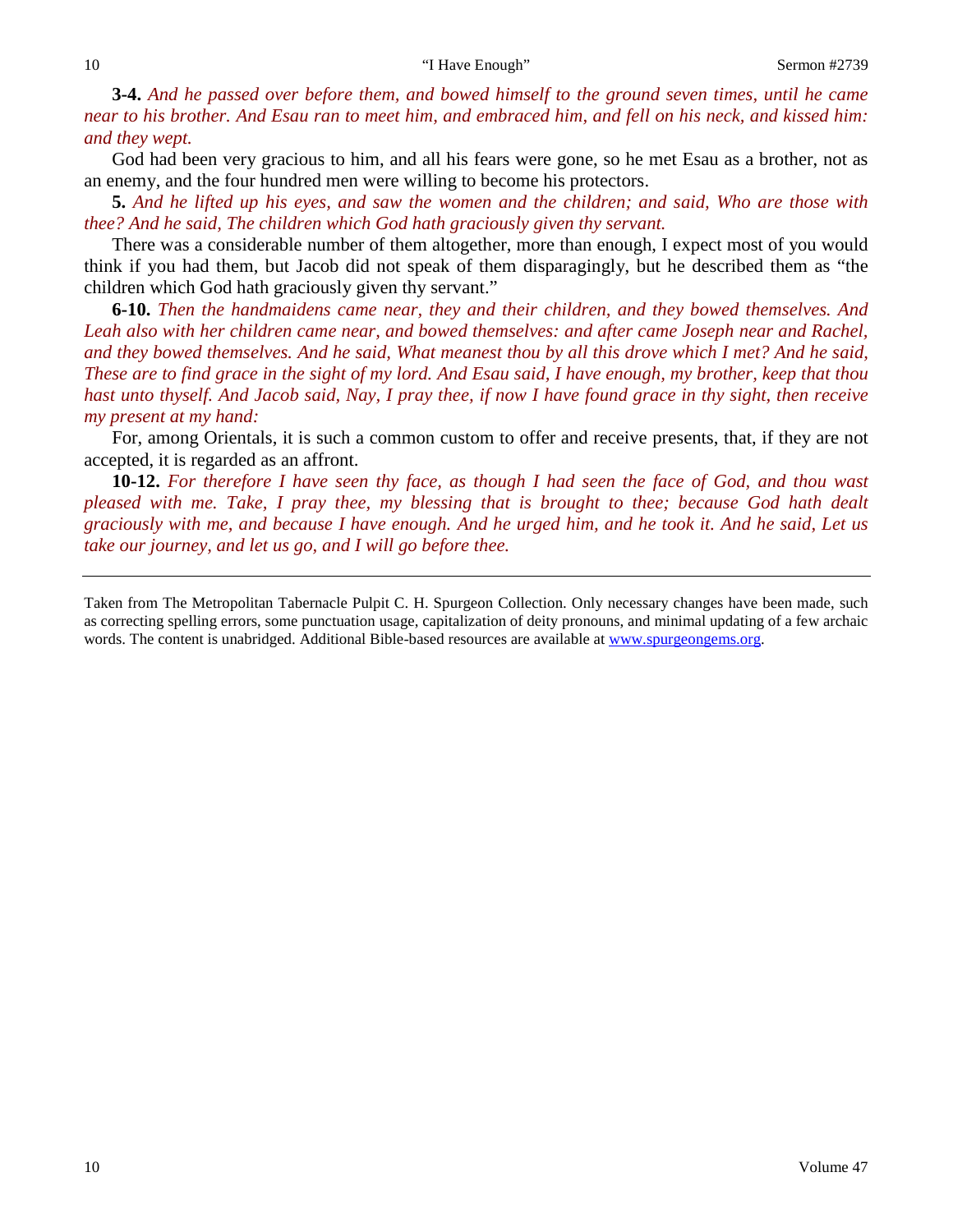**3-4.** *And he passed over before them, and bowed himself to the ground seven times, until he came near to his brother. And Esau ran to meet him, and embraced him, and fell on his neck, and kissed him: and they wept.*

God had been very gracious to him, and all his fears were gone, so he met Esau as a brother, not as an enemy, and the four hundred men were willing to become his protectors.

**5.** *And he lifted up his eyes, and saw the women and the children; and said, Who are those with thee? And he said, The children which God hath graciously given thy servant.*

There was a considerable number of them altogether, more than enough, I expect most of you would think if you had them, but Jacob did not speak of them disparagingly, but he described them as "the children which God hath graciously given thy servant."

**6-10.** *Then the handmaidens came near, they and their children, and they bowed themselves. And Leah also with her children came near, and bowed themselves: and after came Joseph near and Rachel, and they bowed themselves. And he said, What meanest thou by all this drove which I met? And he said, These are to find grace in the sight of my lord. And Esau said, I have enough, my brother, keep that thou hast unto thyself. And Jacob said, Nay, I pray thee, if now I have found grace in thy sight, then receive my present at my hand:*

For, among Orientals, it is such a common custom to offer and receive presents, that, if they are not accepted, it is regarded as an affront.

**10-12.** *For therefore I have seen thy face, as though I had seen the face of God, and thou wast pleased with me. Take, I pray thee, my blessing that is brought to thee; because God hath dealt graciously with me, and because I have enough. And he urged him, and he took it. And he said, Let us take our journey, and let us go, and I will go before thee.*

---

Taken from The Metropolitan Tabernacle Pulpit C. H. Spurgeon Collection. Only necessary changes have been made, such as correcting spelling errors, some punctuation usage, capitalization of deity pronouns, and minimal updating of a few archaic words. The content is unabridged. Additional Bible-based resources are available at www.spurgeongems.org.